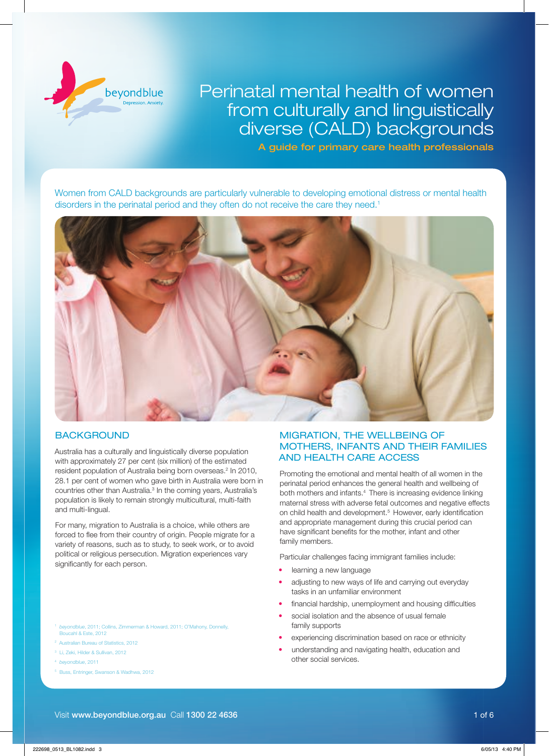beyondblue

Depression. Anxiety.

# Perinatal mental health of women from culturally and linguistically diverse (CALD) backgrounds

## A guide for primary care health professionals

Women from CALD backgrounds are particularly vulnerable to developing emotional distress or mental health disorders in the perinatal period and they often do not receive the care they need.[1]

## BACKGROUND

Australia has a culturally and linguistically diverse population with approximately 27 per cent (six million) of the estimated resident population of Australia being born overseas.[2] In 2010, 28.1 per cent of women who gave birth in Australia were born in countries other than Australia.[3] In the coming years, Australia's population is likely to remain strongly multicultural, multi-faith and multi-lingual.

For many, migration to Australia is a choice, while others are forced to flee from their country of origin. People migrate for a variety of reasons, such as to study, to seek work, or to avoid political or religious persecution. Migration experiences vary significantly for each person.

## MIGRATION, THE WELLBEING OF MOTHERS, INFANTS AND THEIR FAMILIES AND HEALTH CARE ACCESS

Promoting the emotional and mental health of all women in the perinatal period enhances the general health and wellbeing of both mothers and infants.[4] There is increasing evidence linking maternal stress with adverse fetal outcomes and negative effects on child health and development.[5] However, early identification and appropriate management during this crucial period can have significant benefits for the mother, infant and other family members.

Particular challenges facing immigrant families include:

- learning a new language
- adjusting to new ways of life and carrying out everyday tasks in an unfamiliar environment
- financial hardship, unemployment and housing difficulties
- social isolation and the absence of usual female family supports
- experiencing discrimination based on race or ethnicity
- understanding and navigating health, education and other social services.

[1] *beyondblue*, 2011; Collins, Zimmerman & Howard, 2011; O'Mahony, Donnelly, Boucahl & Este, 2012

[2] Australian Bureau of Statistics, 2012

[3] Li, Zeki, Hilder & Sullivan, 2012

[4] *beyondblue*, 2011

[5] Buss, Entringer, Swanson & Wadhwa, 2012

Visit **www.beyondblue.org.au** Call **1300 22 4636**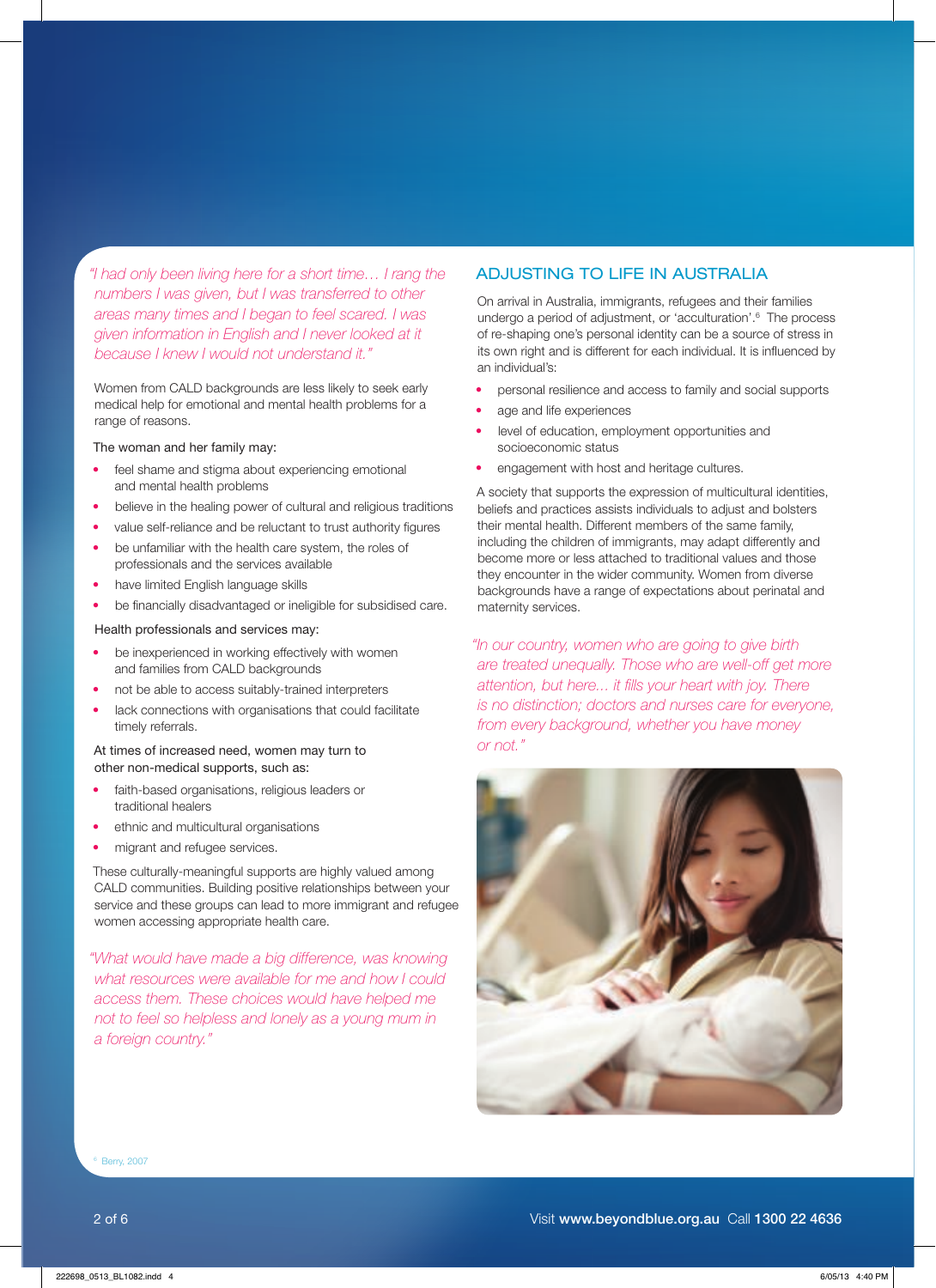*"I had only been living here for a short time… I rang the numbers I was given, but I was transferred to other areas many times and I began to feel scared. I was given information in English and I never looked at it because I knew I would not understand it."*

Women from CALD backgrounds are less likely to seek early medical help for emotional and mental health problems for a range of reasons.

The woman and her family may:

- feel shame and stigma about experiencing emotional and mental health problems
- believe in the healing power of cultural and religious traditions
- value self-reliance and be reluctant to trust authority figures
- be unfamiliar with the health care system, the roles of professionals and the services available
- have limited English language skills
- be financially disadvantaged or ineligible for subsidised care.

Health professionals and services may:

- be inexperienced in working effectively with women and families from CALD backgrounds
- not be able to access suitably-trained interpreters
- lack connections with organisations that could facilitate timely referrals.

At times of increased need, women may turn to other non-medical supports, such as:

- faith-based organisations, religious leaders or traditional healers
- ethnic and multicultural organisations
- migrant and refugee services.

These culturally-meaningful supports are highly valued among CALD communities. Building positive relationships between your service and these groups can lead to more immigrant and refugee women accessing appropriate health care.

*"What would have made a big difference, was knowing what resources were available for me and how I could access them. These choices would have helped me not to feel so helpless and lonely as a young mum in a foreign country."*

## ADJUSTING TO LIFE IN AUSTRALIA

On arrival in Australia, immigrants, refugees and their families undergo a period of adjustment, or 'acculturation'.[6] The process of re-shaping one's personal identity can be a source of stress in its own right and is different for each individual. It is influenced by an individual's:

- personal resilience and access to family and social supports
- age and life experiences
- level of education, employment opportunities and socioeconomic status
- engagement with host and heritage cultures.

A society that supports the expression of multicultural identities, beliefs and practices assists individuals to adjust and bolsters their mental health. Different members of the same family, including the children of immigrants, may adapt differently and become more or less attached to traditional values and those they encounter in the wider community. Women from diverse backgrounds have a range of expectations about perinatal and maternity services.

*"In our country, women who are going to give birth are treated unequally. Those who are well-off get more attention, but here... it fills your heart with joy. There is no distinction; doctors and nurses care for everyone, from every background, whether you have money or not."*

[6] Berry, 2007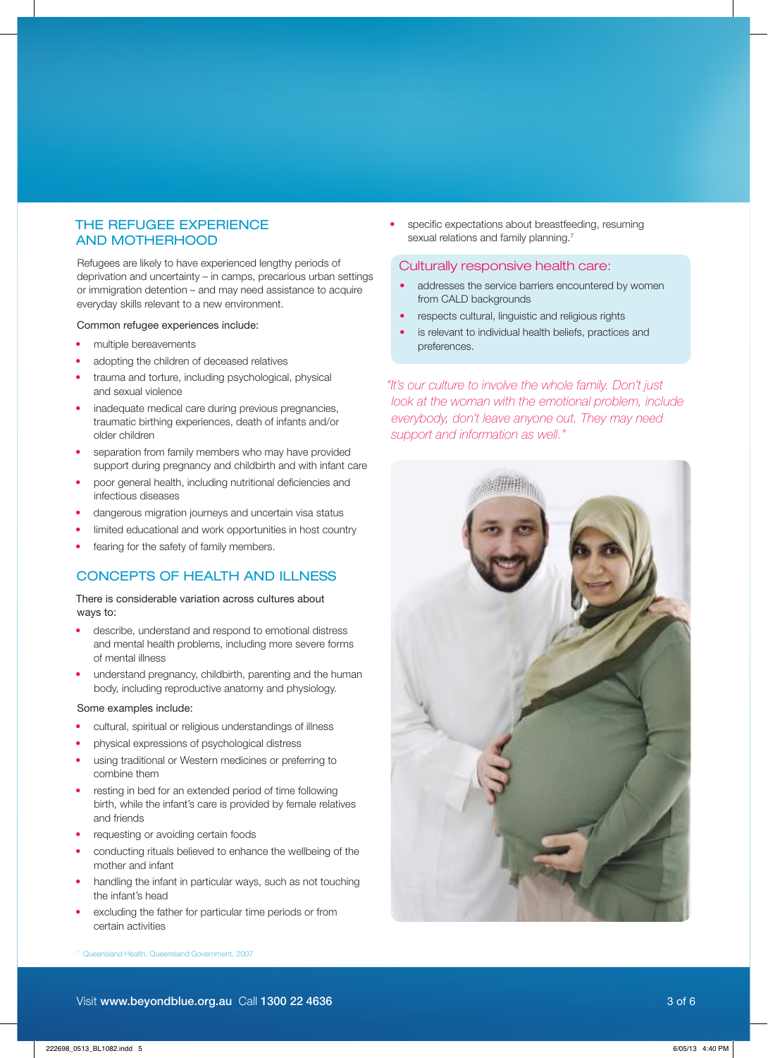## THE REFUGEE EXPERIENCE AND MOTHERHOOD

Refugees are likely to have experienced lengthy periods of deprivation and uncertainty – in camps, precarious urban settings or immigration detention – and may need assistance to acquire everyday skills relevant to a new environment.

Common refugee experiences include:

- multiple bereavements
- adopting the children of deceased relatives
- trauma and torture, including psychological, physical and sexual violence
- inadequate medical care during previous pregnancies, traumatic birthing experiences, death of infants and/or older children
- separation from family members who may have provided support during pregnancy and childbirth and with infant care
- poor general health, including nutritional deficiencies and infectious diseases
- dangerous migration journeys and uncertain visa status
- limited educational and work opportunities in host country
- fearing for the safety of family members.

## CONCEPTS OF HEALTH AND ILLNESS

There is considerable variation across cultures about ways to:

- describe, understand and respond to emotional distress and mental health problems, including more severe forms of mental illness
- understand pregnancy, childbirth, parenting and the human body, including reproductive anatomy and physiology.

Some examples include:

- cultural, spiritual or religious understandings of illness
- physical expressions of psychological distress
- using traditional or Western medicines or preferring to combine them
- resting in bed for an extended period of time following birth, while the infant's care is provided by female relatives and friends
- requesting or avoiding certain foods
- conducting rituals believed to enhance the wellbeing of the mother and infant
- handling the infant in particular ways, such as not touching the infant's head
- excluding the father for particular time periods or from certain activities
- specific expectations about breastfeeding, resuming sexual relations and family planning.[7]

### Culturally responsive health care:

- addresses the service barriers encountered by women from CALD backgrounds
- respects cultural, linguistic and religious rights
- is relevant to individual health beliefs, practices and preferences.

*"It's our culture to involve the whole family. Don't just look at the woman with the emotional problem, include everybody, don't leave anyone out. They may need support and information as well."*

[7] Queensland Health, Queensland Government, 2007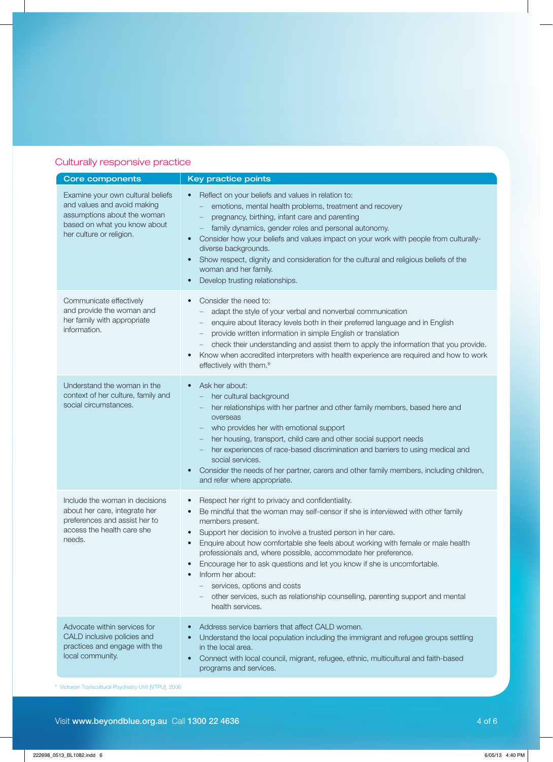## Culturally responsive practice

| Core components | Key practice points |
|---|---|
| Examine your own cultural beliefs and values and avoid making assumptions about the woman based on what you know about her culture or religion. | • Reflect on your beliefs and values in relation to:<br>– emotions, mental health problems, treatment and recovery<br>– pregnancy, birthing, infant care and parenting<br>– family dynamics, gender roles and personal autonomy.<br>• Consider how your beliefs and values impact on your work with people from culturally-diverse backgrounds.<br>• Show respect, dignity and consideration for the cultural and religious beliefs of the woman and her family.<br>• Develop trusting relationships. |
| Communicate effectively and provide the woman and her family with appropriate information. | • Consider the need to:<br>– adapt the style of your verbal and nonverbal communication<br>– enquire about literacy levels both in their preferred language and in English<br>– provide written information in simple English or translation<br>– check their understanding and assist them to apply the information that you provide.<br>• Know when accredited interpreters with health experience are required and how to work effectively with them.[8] |
| Understand the woman in the context of her culture, family and social circumstances. | • Ask her about:<br>– her cultural background<br>– her relationships with her partner and other family members, based here and overseas<br>– who provides her with emotional support<br>– her housing, transport, child care and other social support needs<br>– her experiences of race-based discrimination and barriers to using medical and social services.<br>• Consider the needs of her partner, carers and other family members, including children, and refer where appropriate. |
| Include the woman in decisions about her care, integrate her preferences and assist her to access the health care she needs. | • Respect her right to privacy and confidentiality.<br>• Be mindful that the woman may self-censor if she is interviewed with other family members present.<br>• Support her decision to involve a trusted person in her care.<br>• Enquire about how comfortable she feels about working with female or male health professionals and, where possible, accommodate her preference.<br>• Encourage her to ask questions and let you know if she is uncomfortable.<br>• Inform her about:<br>– services, options and costs<br>– other services, such as relationship counselling, parenting support and mental health services. |
| Advocate within services for CALD inclusive policies and practices and engage with the local community. | • Address service barriers that affect CALD women.<br>• Understand the local population including the immigrant and refugee groups settling in the local area.<br>• Connect with local council, migrant, refugee, ethnic, multicultural and faith-based programs and services. |

[8] Victorian Transcultural Psychiatry Unit [VTPU], 2006

Visit **www.beyondblue.org.au** Call **1300 22 4636**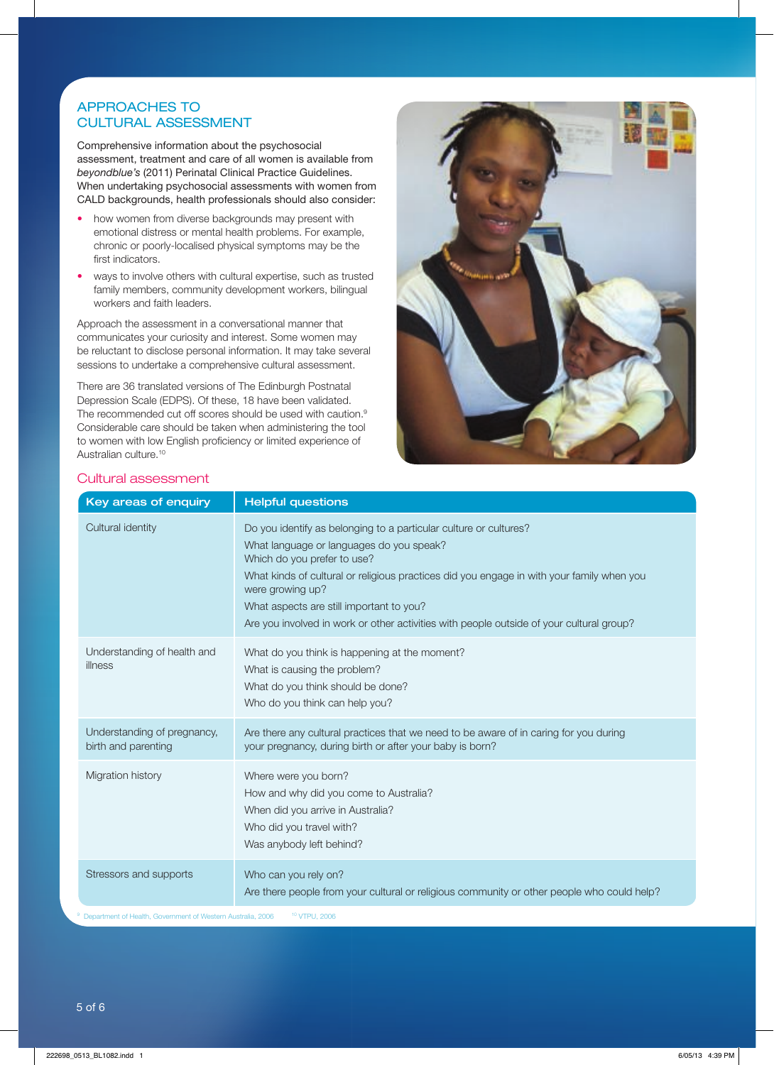## APPROACHES TO CULTURAL ASSESSMENT

Comprehensive information about the psychosocial assessment, treatment and care of all women is available from *beyondblue's* (2011) Perinatal Clinical Practice Guidelines. When undertaking psychosocial assessments with women from CALD backgrounds, health professionals should also consider:

- how women from diverse backgrounds may present with emotional distress or mental health problems. For example, chronic or poorly-localised physical symptoms may be the first indicators.
- ways to involve others with cultural expertise, such as trusted family members, community development workers, bilingual workers and faith leaders.

Approach the assessment in a conversational manner that communicates your curiosity and interest. Some women may be reluctant to disclose personal information. It may take several sessions to undertake a comprehensive cultural assessment.

There are 36 translated versions of The Edinburgh Postnatal Depression Scale (EDPS). Of these, 18 have been validated. The recommended cut off scores should be used with caution.[9] Considerable care should be taken when administering the tool to women with low English proficiency or limited experience of Australian culture.[10]

### Cultural assessment

| Key areas of enquiry | Helpful questions |
|---|---|
| Cultural identity | Do you identify as belonging to a particular culture or cultures?<br>What language or languages do you speak?<br>Which do you prefer to use?<br>What kinds of cultural or religious practices did you engage in with your family when you were growing up?<br>What aspects are still important to you?<br>Are you involved in work or other activities with people outside of your cultural group? |
| Understanding of health and illness | What do you think is happening at the moment?<br>What is causing the problem?<br>What do you think should be done?<br>Who do you think can help you? |
| Understanding of pregnancy, birth and parenting | Are there any cultural practices that we need to be aware of in caring for you during your pregnancy, during birth or after your baby is born? |
| Migration history | Where were you born?<br>How and why did you come to Australia?<br>When did you arrive in Australia?<br>Who did you travel with?<br>Was anybody left behind? |
| Stressors and supports | Who can you rely on?<br>Are there people from your cultural or religious community or other people who could help? |

[9] Department of Health, Government of Western Australia, 2006 [10] VTPU, 2006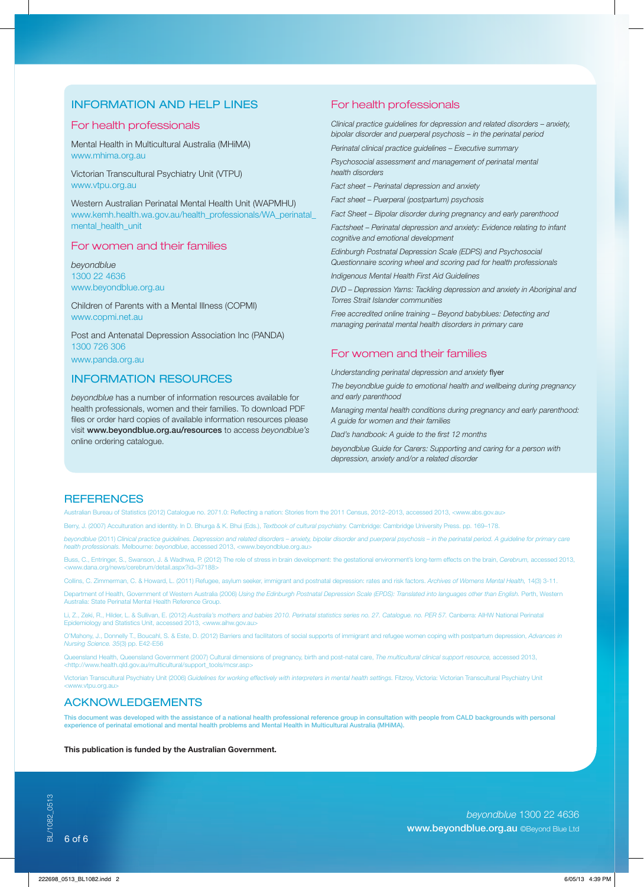## INFORMATION AND HELP LINES

### For health professionals

Mental Health in Multicultural Australia (MHiMA)
www.mhima.org.au

Victorian Transcultural Psychiatry Unit (VTPU)
www.vtpu.org.au

Western Australian Perinatal Mental Health Unit (WAPMHU)
www.kemh.health.wa.gov.au/health_professionals/WA_perinatal_mental_health_unit

### For women and their families

*beyondblue*
1300 22 4636
www.beyondblue.org.au

Children of Parents with a Mental Illness (COPMI)
www.copmi.net.au

Post and Antenatal Depression Association Inc (PANDA)
1300 726 306
www.panda.org.au

## INFORMATION RESOURCES

*beyondblue* has a number of information resources available for health professionals, women and their families. To download PDF files or order hard copies of available information resources please visit **www.beyondblue.org.au/resources** to access *beyondblue's* online ordering catalogue.

### For health professionals

*Clinical practice guidelines for depression and related disorders – anxiety, bipolar disorder and puerperal psychosis – in the perinatal period*

*Perinatal clinical practice guidelines – Executive summary*

*Psychosocial assessment and management of perinatal mental health disorders*

*Fact sheet – Perinatal depression and anxiety*

*Fact sheet – Puerperal (postpartum) psychosis*

*Fact Sheet – Bipolar disorder during pregnancy and early parenthood*

*Factsheet – Perinatal depression and anxiety: Evidence relating to infant cognitive and emotional development*

*Edinburgh Postnatal Depression Scale (EDPS) and Psychosocial Questionnaire scoring wheel and scoring pad for health professionals*

*Indigenous Mental Health First Aid Guidelines*

*DVD – Depression Yarns: Tackling depression and anxiety in Aboriginal and Torres Strait Islander communities*

*Free accredited online training – Beyond babyblues: Detecting and managing perinatal mental health disorders in primary care*

### For women and their families

*Understanding perinatal depression and anxiety* flyer

*The beyondblue guide to emotional health and wellbeing during pregnancy and early parenthood*

*Managing mental health conditions during pregnancy and early parenthood: A guide for women and their families*

*Dad's handbook: A guide to the first 12 months*

*beyondblue Guide for Carers: Supporting and caring for a person with depression, anxiety and/or a related disorder*

## REFERENCES

Australian Bureau of Statistics (2012) Catalogue no. 2071.0: Reflecting a nation: Stories from the 2011 Census, 2012–2013, accessed 2013, <www.abs.gov.au>

Berry, J. (2007) Acculturation and identity. In D. Bhugra & K. Bhui (Eds.), *Textbook of cultural psychiatry.* Cambridge: Cambridge University Press. pp. 169–178.

*beyondblue* (2011) *Clinical practice guidelines. Depression and related disorders – anxiety, bipolar disorder and puerperal psychosis – in the perinatal period. A guideline for primary care health professionals.* Melbourne: *beyondblue*, accessed 2013, <www.beyondblue.org.au>

Buss, C., Entringer, S., Swanson, J. & Wadhwa, P. (2012) The role of stress in brain development: the gestational environment's long-term effects on the brain, *Cerebrum,* accessed 2013, <www.dana.org/news/cerebrum/detail.aspx?id=37188>

Collins, C. Zimmerman, C. & Howard, L. (2011) Refugee, asylum seeker, immigrant and postnatal depression: rates and risk factors. *Archives of Womens Mental Health,* 14(3) 3-11.

Department of Health, Government of Western Australia (2006) *Using the Edinburgh Postnatal Depression Scale (EPDS): Translated into languages other than English.* Perth, Western Australia: State Perinatal Mental Health Reference Group.

Li, Z., Zeki, R., Hilder, L. & Sullivan, E. (2012) *Australia's mothers and babies 2010. Perinatal statistics series no. 27. Catalogue. no. PER 57.* Canberra: AIHW National Perinatal Epidemiology and Statistics Unit, accessed 2013, <www.aihw.gov.au>

O'Mahony, J., Donnelly T., Boucahl, S. & Este, D. (2012) Barriers and facilitators of social supports of immigrant and refugee women coping with postpartum depression. *Advances in Nursing Science.* 35(3) pp. E42-E56

Queensland Health, Queensland Government (2007) Cultural dimensions of pregnancy, birth and post-natal care, *The multicultural clinical support resource,* accessed 2013, <http://www.health.qld.gov.au/multicultural/support_tools/mcsr.asp>

Victorian Transcultural Psychiatry Unit (2006) *Guidelines for working effectively with interpreters in mental health settings.* Fitzroy, Victoria: Victorian Transcultural Psychiatry Unit <www.vtpu.org.au>

## ACKNOWLEDGEMENTS

This document was developed with the assistance of a national health professional reference group in consultation with people from CALD backgrounds with personal experience of perinatal emotional and mental health problems and Mental Health in Multicultural Australia (MHiMA).

**This publication is funded by the Australian Government.**

BL/1082_0513

*beyondblue* 1300 22 4636
**www.beyondblue.org.au** ©Beyond Blue Ltd